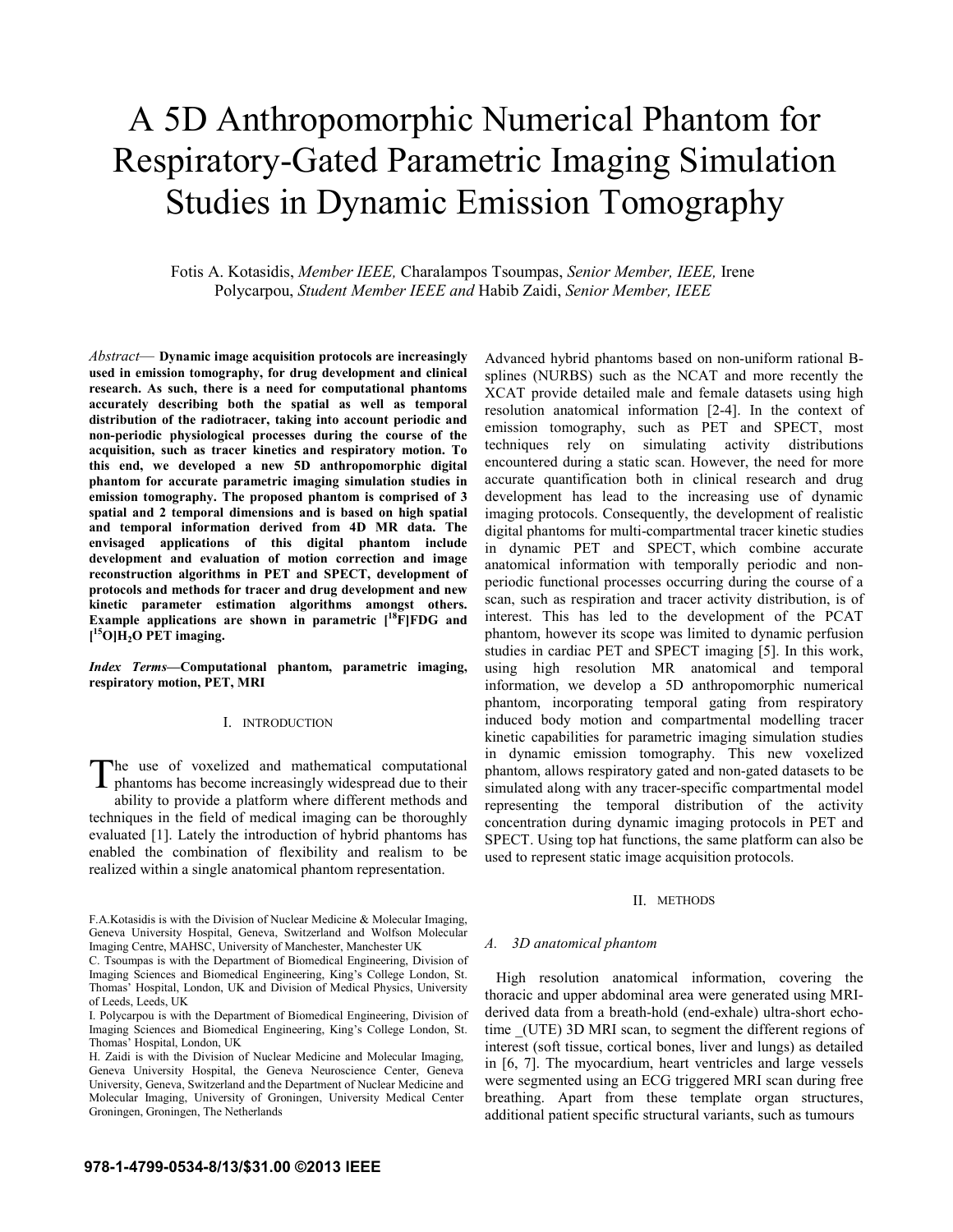# A 5D Anthropomorphic Numerical Phantom for Respiratory-Gated Parametric Imaging Simulation Studies in Dynamic Emission Tomography

Fotis A. Kotasidis, *Member IEEE,* Charalampos Tsoumpas, *Senior Member, IEEE,* Irene Polycarpou, *Student Member IEEE and* Habib Zaidi, *Senior Member, IEEE*

*Abstract*— **Dynamic image acquisition protocols are increasingly used in emission tomography, for drug development and clinical research. As such, there is a need for computational phantoms accurately describing both the spatial as well as temporal distribution of the radiotracer, taking into account periodic and non-periodic physiological processes during the course of the acquisition, such as tracer kinetics and respiratory motion. To this end, we developed a new 5D anthropomorphic digital phantom for accurate parametric imaging simulation studies in emission tomography. The proposed phantom is comprised of 3 spatial and 2 temporal dimensions and is based on high spatial and temporal information derived from 4D MR data. The envisaged applications of this digital phantom include development and evaluation of motion correction and image reconstruction algorithms in PET and SPECT, development of protocols and methods for tracer and drug development and new kinetic parameter estimation algorithms amongst others. Example applications are shown in parametric [$^{18}$F]FDG and [$^{15}$O]$H_2O$ PET imaging.**

***Index Terms*—Computational phantom, parametric imaging, respiratory motion, PET, MRI**

## I. INTRODUCTION

The use of voxelized and mathematical computational phantoms has become increasingly widespread due to their ability to provide a platform where different methods and techniques in the field of medical imaging can be thoroughly evaluated [1]. Lately the introduction of hybrid phantoms has enabled the combination of flexibility and realism to be realized within a single anatomical phantom representation.

Advanced hybrid phantoms based on non-uniform rational B-splines (NURBS) such as the NCAT and more recently the XCAT provide detailed male and female datasets using high resolution anatomical information [2-4]. In the context of emission tomography, such as PET and SPECT, most techniques rely on simulating activity distributions encountered during a static scan. However, the need for more accurate quantification both in clinical research and drug development has lead to the increasing use of dynamic imaging protocols. Consequently, the development of realistic digital phantoms for multi-compartmental tracer kinetic studies in dynamic PET and SPECT, which combine accurate anatomical information with temporally periodic and non-periodic functional processes occurring during the course of a scan, such as respiration and tracer activity distribution, is of interest. This has led to the development of the PCAT phantom, however its scope was limited to dynamic perfusion studies in cardiac PET and SPECT imaging [5]. In this work, using high resolution MR anatomical and temporal information, we develop a 5D anthropomorphic numerical phantom, incorporating temporal gating from respiratory induced body motion and compartmental modelling tracer kinetic capabilities for parametric imaging simulation studies in dynamic emission tomography. This new voxelized phantom, allows respiratory gated and non-gated datasets to be simulated along with any tracer-specific compartmental model representing the temporal distribution of the activity concentration during dynamic imaging protocols in PET and SPECT. Using top hat functions, the same platform can also be used to represent static image acquisition protocols.

## II. METHODS

### *A. 3D anatomical phantom*

High resolution anatomical information, covering the thoracic and upper abdominal area were generated using MRI-derived data from a breath-hold (end-exhale) ultra-short echo-time _(UTE) 3D MRI scan, to segment the different regions of interest (soft tissue, cortical bones, liver and lungs) as detailed in [6, 7]. The myocardium, heart ventricles and large vessels were segmented using an ECG triggered MRI scan during free breathing. Apart from these template organ structures, additional patient specific structural variants, such as tumours

F.A.Kotasidis is with the Division of Nuclear Medicine & Molecular Imaging, Geneva University Hospital, Geneva, Switzerland and Wolfson Molecular Imaging Centre, MAHSC, University of Manchester, Manchester UK

C. Tsoumpas is with the Department of Biomedical Engineering, Division of Imaging Sciences and Biomedical Engineering, King's College London, St. Thomas' Hospital, London, UK and Division of Medical Physics, University of Leeds, Leeds, UK

I. Polycarpou is with the Department of Biomedical Engineering, Division of Imaging Sciences and Biomedical Engineering, King's College London, St. Thomas' Hospital, London, UK

H. Zaidi is with the Division of Nuclear Medicine and Molecular Imaging, Geneva University Hospital, the Geneva Neuroscience Center, Geneva University, Geneva, Switzerland and the Department of Nuclear Medicine and Molecular Imaging, University of Groningen, University Medical Center Groningen, Groningen, The Netherlands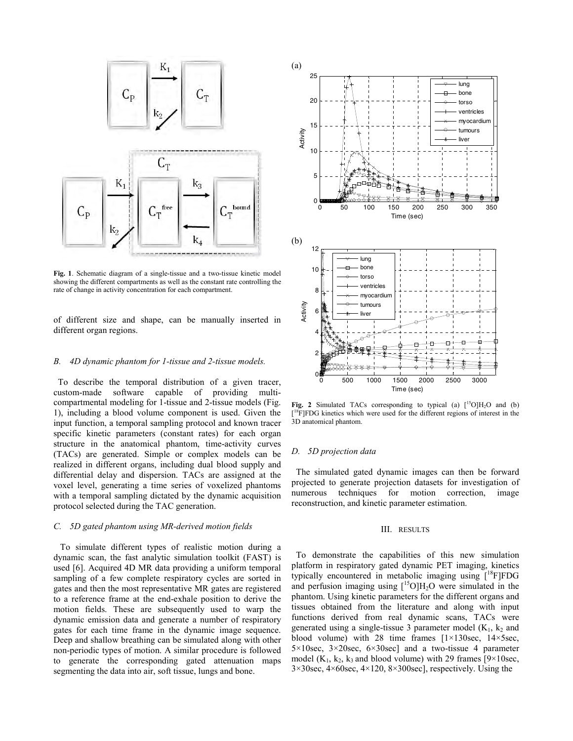Fig. 1. Schematic diagram of a single-tissue and a two-tissue kinetic model showing the different compartments as well as the constant rate controlling the rate of change in activity concentration for each compartment.

of different size and shape, can be manually inserted in different organ regions.

### *B. 4D dynamic phantom for 1-tissue and 2-tissue models.*

To describe the temporal distribution of a given tracer, custom-made software capable of providing multi-compartmental modeling for 1-tissue and 2-tissue models (Fig. 1), including a blood volume component is used. Given the input function, a temporal sampling protocol and known tracer specific kinetic parameters (constant rates) for each organ structure in the anatomical phantom, time-activity curves (TACs) are generated. Simple or complex models can be realized in different organs, including dual blood supply and differential delay and dispersion. TACs are assigned at the voxel level, generating a time series of voxelized phantoms with a temporal sampling dictated by the dynamic acquisition protocol selected during the TAC generation.

### *C. 5D gated phantom using MR-derived motion fields*

To simulate different types of realistic motion during a dynamic scan, the fast analytic simulation toolkit (FAST) is used [6]. Acquired 4D MR data providing a uniform temporal sampling of a few complete respiratory cycles are sorted in gates and then the most representative MR gates are registered to a reference frame at the end-exhale position to derive the motion fields. These are subsequently used to warp the dynamic emission data and generate a number of respiratory gates for each time frame in the dynamic image sequence. Deep and shallow breathing can be simulated along with other non-periodic types of motion. A similar procedure is followed to generate the corresponding gated attenuation maps segmenting the data into air, soft tissue, lungs and bone.

Fig. 2 Simulated TACs corresponding to typical (a) [$^{15}$O]H$_2$O and (b) [$^{18}$F]FDG kinetics which were used for the different regions of interest in the 3D anatomical phantom.

### *D. 5D projection data*

The simulated gated dynamic images can then be forward projected to generate projection datasets for investigation of numerous techniques for motion correction, image reconstruction, and kinetic parameter estimation.

## III. RESULTS

To demonstrate the capabilities of this new simulation platform in respiratory gated dynamic PET imaging, kinetics typically encountered in metabolic imaging using [$^{18}$F]FDG and perfusion imaging using [$^{15}$O]H$_2$O were simulated in the phantom. Using kinetic parameters for the different organs and tissues obtained from the literature and along with input functions derived from real dynamic scans, TACs were generated using a single-tissue 3 parameter model ($K_1$, $k_2$ and blood volume) with 28 time frames [1×130sec, 14×5sec, 5×10sec, 3×20sec, 6×30sec] and a two-tissue 4 parameter model ($K_1$, $k_2$, $k_3$ and blood volume) with 29 frames [9×10sec, 3×30sec, 4×60sec, 4×120, 8×300sec], respectively. Using the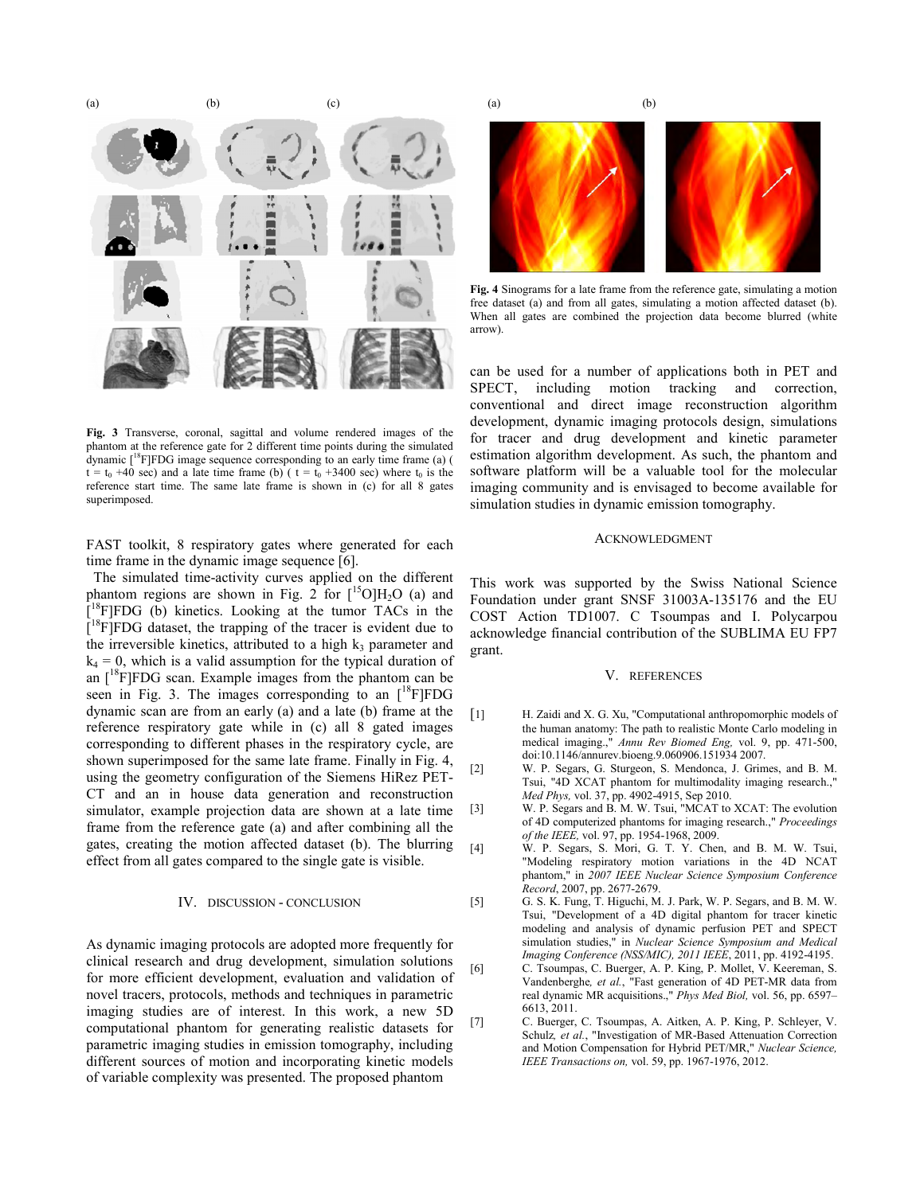(a) (b) (c)

Fig. 3 Transverse, coronal, sagittal and volume rendered images of the phantom at the reference gate for 2 different time points during the simulated dynamic [$^{18}$F]FDG image sequence corresponding to an early time frame (a) ( $t = t_0 + 40$ sec) and a late time frame (b) ( $t = t_0 + 3400$ sec) where $t_0$ is the reference start time. The same late frame is shown in (c) for all 8 gates superimposed.

FAST toolkit, 8 respiratory gates where generated for each time frame in the dynamic image sequence [6].

The simulated time-activity curves applied on the different phantom regions are shown in Fig. 2 for [$^{15}$O]$H_2O$ (a) and [$^{18}$F]FDG (b) kinetics. Looking at the tumor TACs in the [$^{18}$F]FDG dataset, the trapping of the tracer is evident due to the irreversible kinetics, attributed to a high $k_3$ parameter and $k_4 = 0$, which is a valid assumption for the typical duration of an [$^{18}$F]FDG scan. Example images from the phantom can be seen in Fig. 3. The images corresponding to an [$^{18}$F]FDG dynamic scan are from an early (a) and a late (b) frame at the reference respiratory gate while in (c) all 8 gated images corresponding to different phases in the respiratory cycle, are shown superimposed for the same late frame. Finally in Fig. 4, using the geometry configuration of the Siemens HiRez PET-CT and an in house data generation and reconstruction simulator, example projection data are shown at a late time frame from the reference gate (a) and after combining all the gates, creating the motion affected dataset (b). The blurring effect from all gates compared to the single gate is visible.

## IV. Discussion - Conclusion

As dynamic imaging protocols are adopted more frequently for clinical research and drug development, simulation solutions for more efficient development, evaluation and validation of novel tracers, protocols, methods and techniques in parametric imaging studies are of interest. In this work, a new 5D computational phantom for generating realistic datasets for parametric imaging studies in emission tomography, including different sources of motion and incorporating kinetic models of variable complexity was presented. The proposed phantom can be used for a number of applications both in PET and SPECT, including motion tracking and correction, conventional and direct image reconstruction algorithm development, dynamic imaging protocols design, simulations for tracer and drug development and kinetic parameter estimation algorithm development. As such, the phantom and software platform will be a valuable tool for the molecular imaging community and is envisaged to become available for simulation studies in dynamic emission tomography.

(a) (b)

Fig. 4 Sinograms for a late frame from the reference gate, simulating a motion free dataset (a) and from all gates, simulating a motion affected dataset (b). When all gates are combined the projection data become blurred (white arrow).

## Acknowledgment

This work was supported by the Swiss National Science Foundation under grant SNSF 31003A-135176 and the EU COST Action TD1007. C Tsoumpas and I. Polycarpou acknowledge financial contribution of the SUBLIMA EU FP7 grant.

## V. References

[1] H. Zaidi and X. G. Xu, "Computational anthropomorphic models of the human anatomy: The path to realistic Monte Carlo modeling in medical imaging.," *Annu Rev Biomed Eng,* vol. 9, pp. 471-500, doi:10.1146/annurev.bioeng.9.060906.151934 2007.

[2] W. P. Segars, G. Sturgeon, S. Mendonca, J. Grimes, and B. M. Tsui, "4D XCAT phantom for multimodality imaging research.," *Med Phys,* vol. 37, pp. 4902-4915, Sep 2010.

[3] W. P. Segars and B. M. W. Tsui, "MCAT to XCAT: The evolution of 4D computerized phantoms for imaging research.," *Proceedings of the IEEE,* vol. 97, pp. 1954-1968, 2009.

[4] W. P. Segars, S. Mori, G. T. Y. Chen, and B. M. W. Tsui, "Modeling respiratory motion variations in the 4D NCAT phantom," in *2007 IEEE Nuclear Science Symposium Conference Record*, 2007, pp. 2677-2679.

[5] G. S. K. Fung, T. Higuchi, M. J. Park, W. P. Segars, and B. M. W. Tsui, "Development of a 4D digital phantom for tracer kinetic modeling and analysis of dynamic perfusion PET and SPECT simulation studies," in *Nuclear Science Symposium and Medical Imaging Conference (NSS/MIC), 2011 IEEE*, 2011, pp. 4192-4195.

[6] C. Tsoumpas, C. Buerger, A. P. King, P. Mollet, V. Keereman, S. Vandenberghe*, et al.*, "Fast generation of 4D PET-MR data from real dynamic MR acquisitions.," *Phys Med Biol,* vol. 56, pp. 6597–6613, 2011.

[7] C. Buerger, C. Tsoumpas, A. Aitken, A. P. King, P. Schleyer, V. Schulz*, et al.*, "Investigation of MR-Based Attenuation Correction and Motion Compensation for Hybrid PET/MR," *Nuclear Science, IEEE Transactions on,* vol. 59, pp. 1967-1976, 2012.